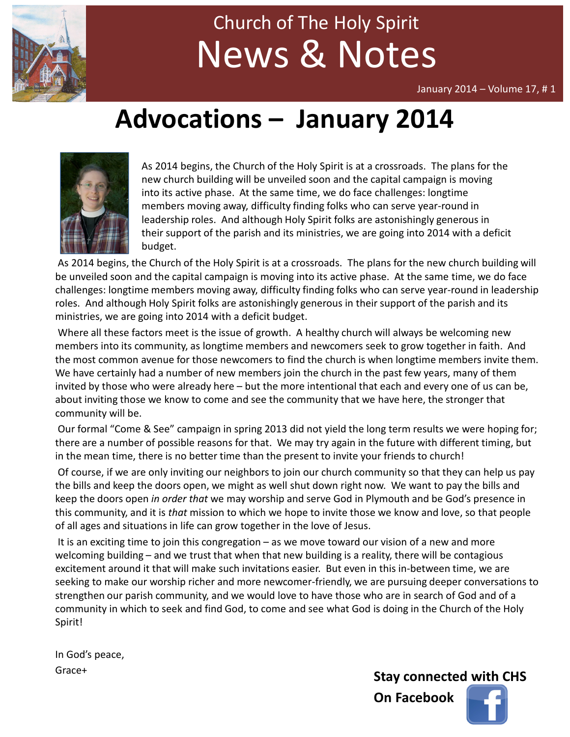# Church of The Holy Spirit
# News & Notes

January 2014 – Volume 17, # 1

## Advocations – January 2014

As 2014 begins, the Church of the Holy Spirit is at a crossroads. The plans for the new church building will be unveiled soon and the capital campaign is moving into its active phase. At the same time, we do face challenges: longtime members moving away, difficulty finding folks who can serve year-round in leadership roles. And although Holy Spirit folks are astonishingly generous in their support of the parish and its ministries, we are going into 2014 with a deficit budget.

As 2014 begins, the Church of the Holy Spirit is at a crossroads. The plans for the new church building will be unveiled soon and the capital campaign is moving into its active phase. At the same time, we do face challenges: longtime members moving away, difficulty finding folks who can serve year-round in leadership roles. And although Holy Spirit folks are astonishingly generous in their support of the parish and its ministries, we are going into 2014 with a deficit budget.

Where all these factors meet is the issue of growth. A healthy church will always be welcoming new members into its community, as longtime members and newcomers seek to grow together in faith. And the most common avenue for those newcomers to find the church is when longtime members invite them. We have certainly had a number of new members join the church in the past few years, many of them invited by those who were already here – but the more intentional that each and every one of us can be, about inviting those we know to come and see the community that we have here, the stronger that community will be.

Our formal "Come & See" campaign in spring 2013 did not yield the long term results we were hoping for; there are a number of possible reasons for that. We may try again in the future with different timing, but in the mean time, there is no better time than the present to invite your friends to church!

Of course, if we are only inviting our neighbors to join our church community so that they can help us pay the bills and keep the doors open, we might as well shut down right now. We want to pay the bills and keep the doors open *in order that* we may worship and serve God in Plymouth and be God's presence in this community, and it is *that* mission to which we hope to invite those we know and love, so that people of all ages and situations in life can grow together in the love of Jesus.

It is an exciting time to join this congregation – as we move toward our vision of a new and more welcoming building – and we trust that when that new building is a reality, there will be contagious excitement around it that will make such invitations easier. But even in this in-between time, we are seeking to make our worship richer and more newcomer-friendly, we are pursuing deeper conversations to strengthen our parish community, and we would love to have those who are in search of God and of a community in which to seek and find God, to come and see what God is doing in the Church of the Holy Spirit!

In God's peace,
Grace+

**Stay connected with CHS On Facebook**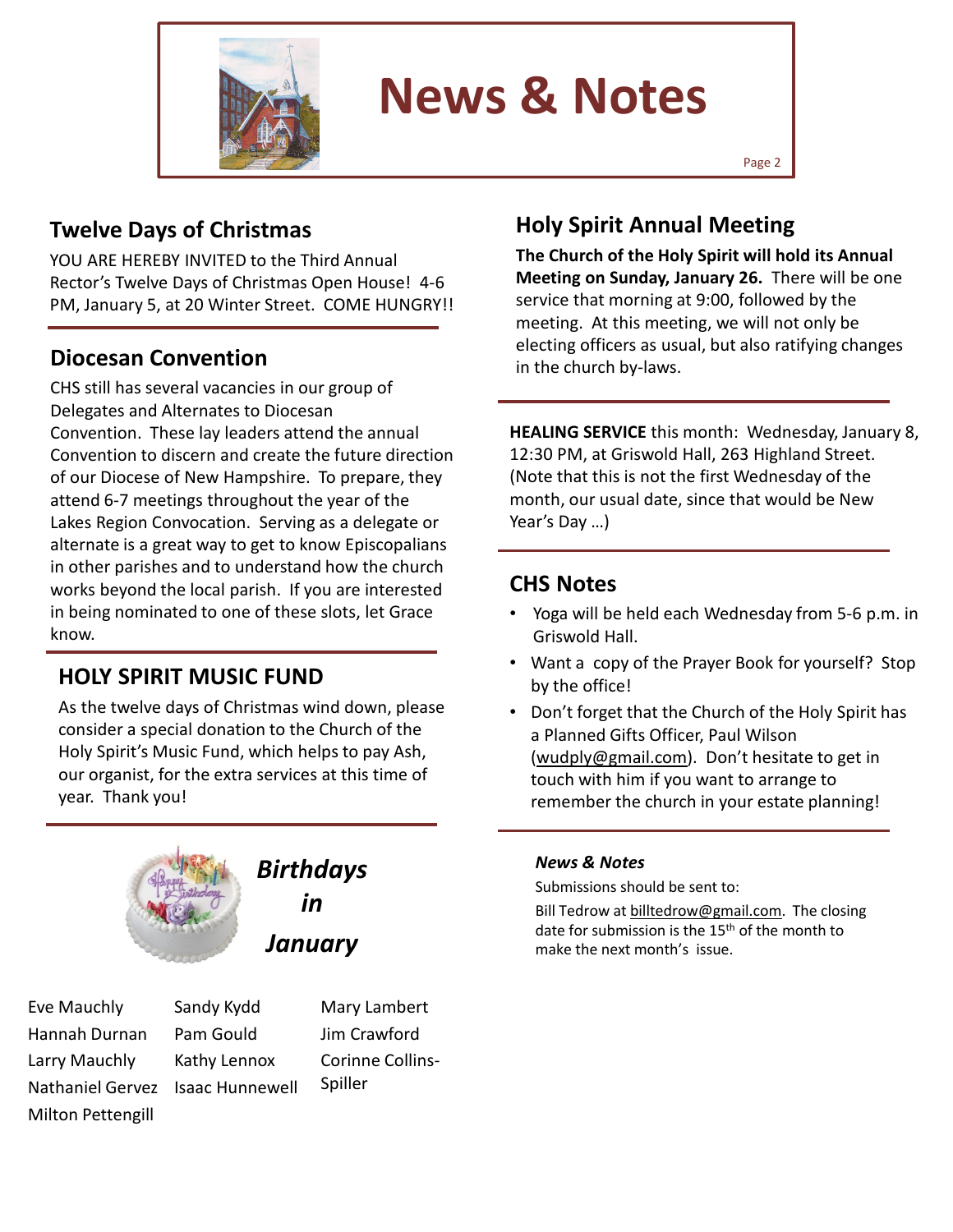# News & Notes

## Twelve Days of Christmas

YOU ARE HEREBY INVITED to the Third Annual Rector's Twelve Days of Christmas Open House! 4-6 PM, January 5, at 20 Winter Street. COME HUNGRY!!

## Diocesan Convention

CHS still has several vacancies in our group of Delegates and Alternates to Diocesan Convention. These lay leaders attend the annual Convention to discern and create the future direction of our Diocese of New Hampshire. To prepare, they attend 6-7 meetings throughout the year of the Lakes Region Convocation. Serving as a delegate or alternate is a great way to get to know Episcopalians in other parishes and to understand how the church works beyond the local parish. If you are interested in being nominated to one of these slots, let Grace know.

## HOLY SPIRIT MUSIC FUND

As the twelve days of Christmas wind down, please consider a special donation to the Church of the Holy Spirit's Music Fund, which helps to pay Ash, our organist, for the extra services at this time of year. Thank you!

## *Birthdays in January*

| | | |
|---|---|---|
| Eve Mauchly | Sandy Kydd | Mary Lambert |
| Hannah Durnan | Pam Gould | Jim Crawford |
| Larry Mauchly | Kathy Lennox | Corinne Collins-Spiller |
| Nathaniel Gervez | Isaac Hunnewell | |
| Milton Pettengill | | |

## Holy Spirit Annual Meeting

**The Church of the Holy Spirit will hold its Annual Meeting on Sunday, January 26.** There will be one service that morning at 9:00, followed by the meeting. At this meeting, we will not only be electing officers as usual, but also ratifying changes in the church by-laws.

**HEALING SERVICE** this month: Wednesday, January 8, 12:30 PM, at Griswold Hall, 263 Highland Street. (Note that this is not the first Wednesday of the month, our usual date, since that would be New Year's Day …)

## CHS Notes

- Yoga will be held each Wednesday from 5-6 p.m. in Griswold Hall.
- Want a copy of the Prayer Book for yourself? Stop by the office!
- Don't forget that the Church of the Holy Spirit has a Planned Gifts Officer, Paul Wilson (wudply@gmail.com). Don't hesitate to get in touch with him if you want to arrange to remember the church in your estate planning!

***News & Notes***

Submissions should be sent to:

Bill Tedrow at billtedrow@gmail.com. The closing date for submission is the 15th of the month to make the next month's issue.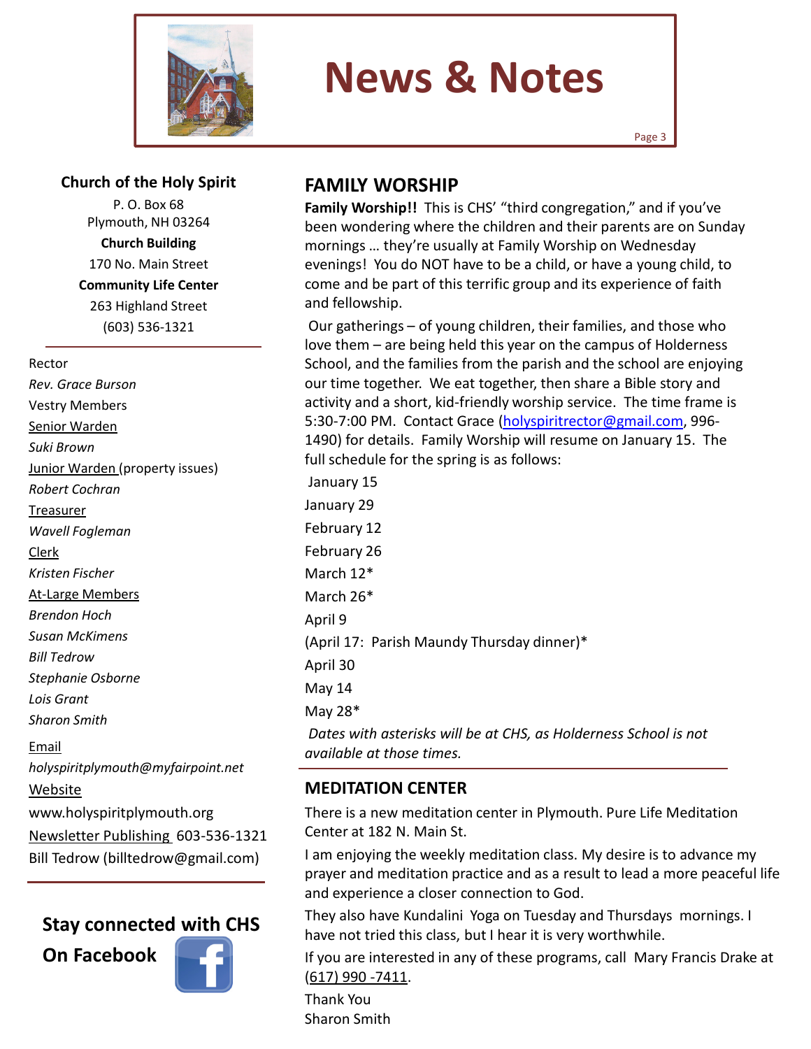# News & Notes

**Church of the Holy Spirit**
P. O. Box 68
Plymouth, NH 03264
**Church Building**
170 No. Main Street
**Community Life Center**
263 Highland Street
(603) 536-1321

Rector
*Rev. Grace Burson*
Vestry Members
Senior Warden
*Suki Brown*
Junior Warden (property issues)
*Robert Cochran*
Treasurer
*Wavell Fogleman*
Clerk
*Kristen Fischer*
At-Large Members
*Brendon Hoch*
*Susan McKimens*
*Bill Tedrow*
*Stephanie Osborne*
*Lois Grant*
*Sharon Smith*

Email
*holyspiritplymouth@myfairpoint.net*
Website
www.holyspiritplymouth.org
Newsletter Publishing 603-536-1321
Bill Tedrow (billtedrow@gmail.com)

**Stay connected with CHS On Facebook**

## FAMILY WORSHIP

**Family Worship!!** This is CHS' "third congregation," and if you've been wondering where the children and their parents are on Sunday mornings … they're usually at Family Worship on Wednesday evenings! You do NOT have to be a child, or have a young child, to come and be part of this terrific group and its experience of faith and fellowship.

Our gatherings – of young children, their families, and those who love them – are being held this year on the campus of Holderness School, and the families from the parish and the school are enjoying our time together. We eat together, then share a Bible story and activity and a short, kid-friendly worship service. The time frame is 5:30-7:00 PM. Contact Grace (holyspiritrector@gmail.com, 996-1490) for details. Family Worship will resume on January 15. The full schedule for the spring is as follows:

January 15
January 29
February 12
February 26
March 12*
March 26*
April 9
(April 17: Parish Maundy Thursday dinner)*
April 30
May 14
May 28*

*Dates with asterisks will be at CHS, as Holderness School is not available at those times.*

## MEDITATION CENTER

There is a new meditation center in Plymouth. Pure Life Meditation Center at 182 N. Main St.

I am enjoying the weekly meditation class. My desire is to advance my prayer and meditation practice and as a result to lead a more peaceful life and experience a closer connection to God.

They also have Kundalini Yoga on Tuesday and Thursdays mornings. I have not tried this class, but I hear it is very worthwhile.

If you are interested in any of these programs, call Mary Francis Drake at (617) 990 -7411.

Thank You
Sharon Smith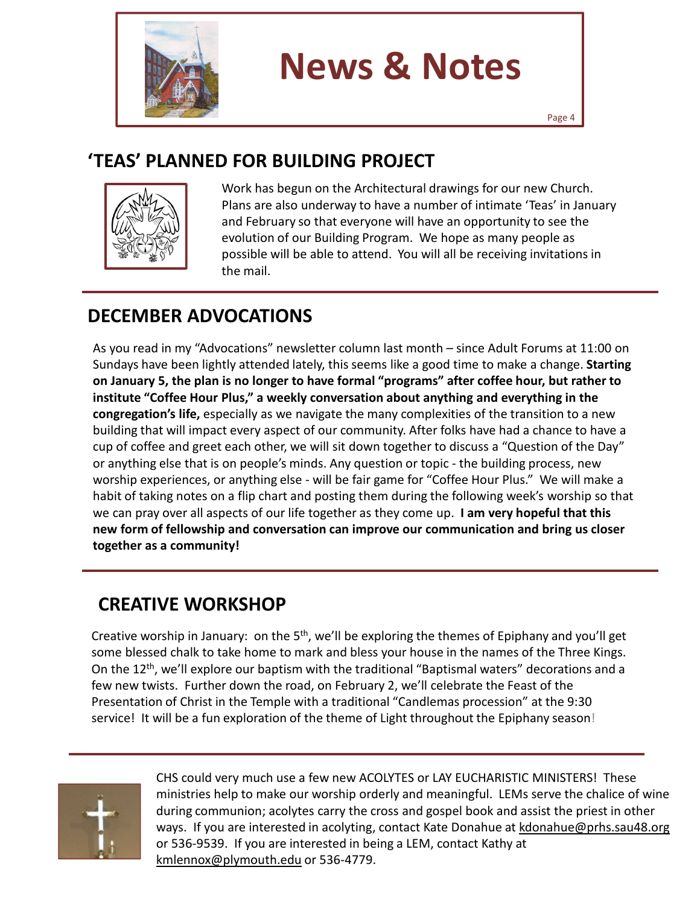# News & Notes

## 'TEAS' PLANNED FOR BUILDING PROJECT

Work has begun on the Architectural drawings for our new Church. Plans are also underway to have a number of intimate 'Teas' in January and February so that everyone will have an opportunity to see the evolution of our Building Program. We hope as many people as possible will be able to attend. You will all be receiving invitations in the mail.

## DECEMBER ADVOCATIONS

As you read in my "Advocations" newsletter column last month – since Adult Forums at 11:00 on Sundays have been lightly attended lately, this seems like a good time to make a change. **Starting on January 5, the plan is no longer to have formal "programs" after coffee hour, but rather to institute "Coffee Hour Plus," a weekly conversation about anything and everything in the congregation's life,** especially as we navigate the many complexities of the transition to a new building that will impact every aspect of our community. After folks have had a chance to have a cup of coffee and greet each other, we will sit down together to discuss a "Question of the Day" or anything else that is on people's minds. Any question or topic - the building process, new worship experiences, or anything else - will be fair game for "Coffee Hour Plus." We will make a habit of taking notes on a flip chart and posting them during the following week's worship so that we can pray over all aspects of our life together as they come up. **I am very hopeful that this new form of fellowship and conversation can improve our communication and bring us closer together as a community!**

## CREATIVE WORKSHOP

Creative worship in January: on the 5th, we'll be exploring the themes of Epiphany and you'll get some blessed chalk to take home to mark and bless your house in the names of the Three Kings. On the 12th, we'll explore our baptism with the traditional "Baptismal waters" decorations and a few new twists. Further down the road, on February 2, we'll celebrate the Feast of the Presentation of Christ in the Temple with a traditional "Candlemas procession" at the 9:30 service! It will be a fun exploration of the theme of Light throughout the Epiphany season!

CHS could very much use a few new ACOLYTES or LAY EUCHARISTIC MINISTERS! These ministries help to make our worship orderly and meaningful. LEMs serve the chalice of wine during communion; acolytes carry the cross and gospel book and assist the priest in other ways. If you are interested in acolyting, contact Kate Donahue at kdonahue@prhs.sau48.org or 536-9539. If you are interested in being a LEM, contact Kathy at kmlennox@plymouth.edu or 536-4779.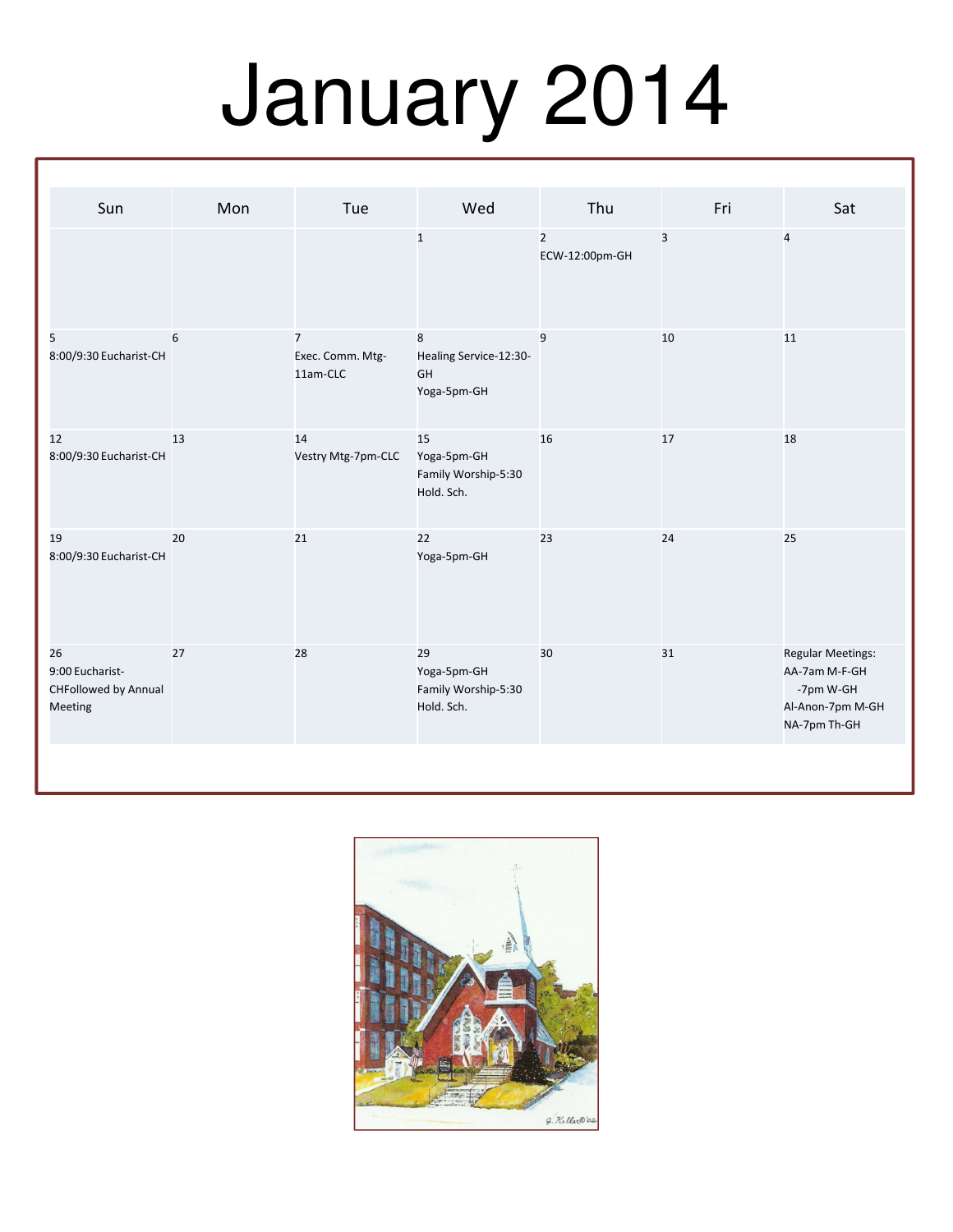# January 2014

| Sun | Mon | Tue | Wed | Thu | Fri | Sat |
| --- | --- | --- | --- | --- | --- | --- |
| | | | 1 | 2<br>ECW-12:00pm-GH | 3 | 4 |
| 5<br>8:00/9:30 Eucharist-CH | 6 | 7<br>Exec. Comm. Mtg-11am-CLC | 8<br>Healing Service-12:30-GH<br>Yoga-5pm-GH | 9 | 10 | 11 |
| 12<br>8:00/9:30 Eucharist-CH | 13 | 14<br>Vestry Mtg-7pm-CLC | 15<br>Yoga-5pm-GH<br>Family Worship-5:30 Hold. Sch. | 16 | 17 | 18 |
| 19<br>8:00/9:30 Eucharist-CH | 20 | 21 | 22<br>Yoga-5pm-GH | 23 | 24 | 25 |
| 26<br>9:00 Eucharist-CHFollowed by Annual Meeting | 27 | 28 | 29<br>Yoga-5pm-GH<br>Family Worship-5:30 Hold. Sch. | 30 | 31 | Regular Meetings:<br>AA-7am M-F-GH<br>-7pm W-GH<br>Al-Anon-7pm M-GH<br>NA-7pm Th-GH |